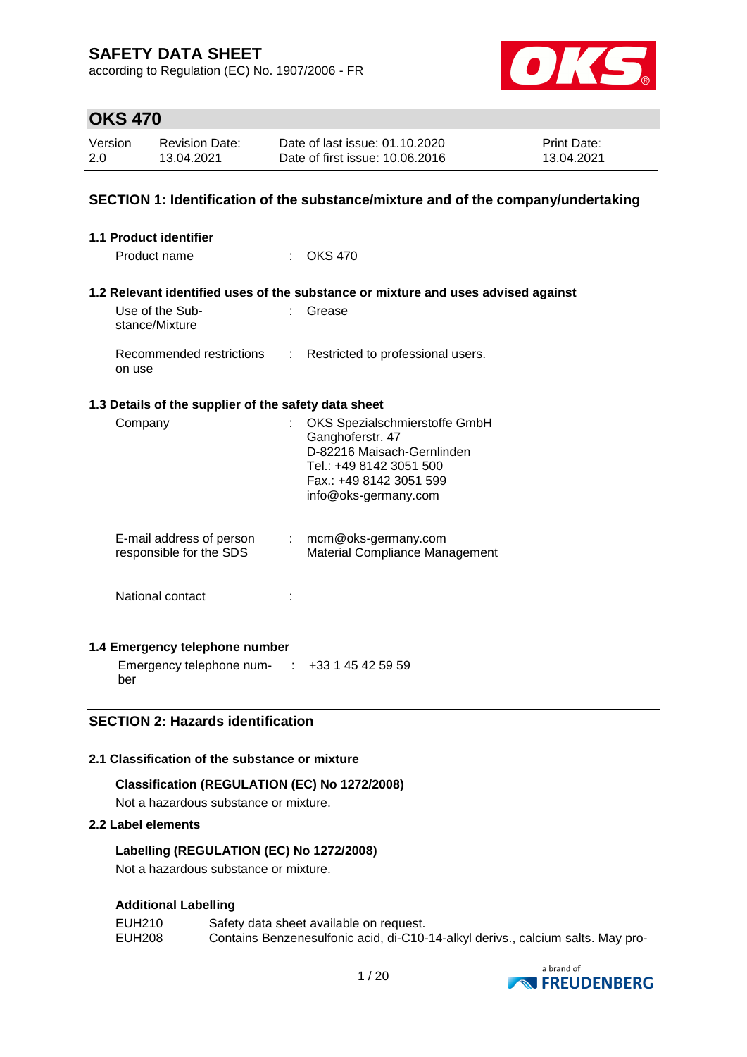# SAFETY DATA SHEET

according to Regulation (EC) No. 1907/2006 - FR

## OKS 470

| Version | Revision Date: | Date of last issue: 01.10.2020 | Print Date: |
|---|---|---|---|
| 2.0 | 13.04.2021 | Date of first issue: 10.06.2016 | 13.04.2021 |

## SECTION 1: Identification of the substance/mixture and of the company/undertaking

### 1.1 Product identifier

Product name : OKS 470

### 1.2 Relevant identified uses of the substance or mixture and uses advised against

Use of the Substance/Mixture : Grease

Recommended restrictions on use : Restricted to professional users.

### 1.3 Details of the supplier of the safety data sheet

Company : OKS Spezialschmierstoffe GmbH
Ganghoferstr. 47
D-82216 Maisach-Gernlinden
Tel.: +49 8142 3051 500
Fax.: +49 8142 3051 599
info@oks-germany.com

E-mail address of person responsible for the SDS : mcm@oks-germany.com
Material Compliance Management

National contact :

### 1.4 Emergency telephone number

Emergency telephone number : +33 1 45 42 59 59

## SECTION 2: Hazards identification

### 2.1 Classification of the substance or mixture

**Classification (REGULATION (EC) No 1272/2008)**

Not a hazardous substance or mixture.

### 2.2 Label elements

**Labelling (REGULATION (EC) No 1272/2008)**

Not a hazardous substance or mixture.

**Additional Labelling**

EUH210 Safety data sheet available on request.

EUH208 Contains Benzenesulfonic acid, di-C10-14-alkyl derivs., calcium salts. May pro-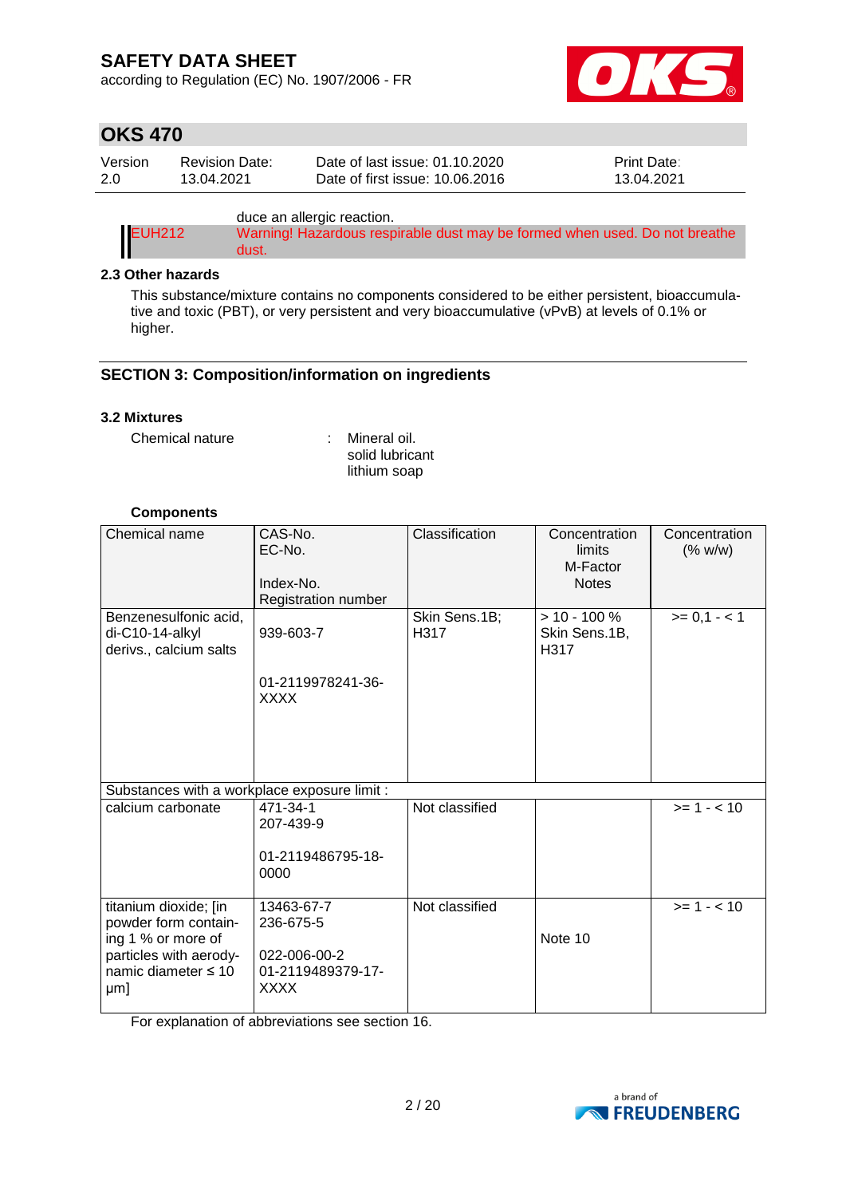duce an allergic reaction.

EUH212 Warning! Hazardous respirable dust may be formed when used. Do not breathe dust.

### 2.3 Other hazards

This substance/mixture contains no components considered to be either persistent, bioaccumulative and toxic (PBT), or very persistent and very bioaccumulative (vPvB) at levels of 0.1% or higher.

## SECTION 3: Composition/information on ingredients

### 3.2 Mixtures

Chemical nature : Mineral oil.
solid lubricant
lithium soap

**Components**

| Chemical name | CAS-No.<br>EC-No.<br><br>Index-No.<br>Registration number | Classification | Concentration limits<br>M-Factor<br>Notes | Concentration (% w/w) |
|---|---|---|---|---|
| Benzenesulfonic acid, di-C10-14-alkyl derivs., calcium salts | 939-603-7<br><br>01-2119978241-36-XXXX | Skin Sens.1B; H317 | > 10 - 100 %<br>Skin Sens.1B, H317 | >= 0,1 - < 1 |
| Substances with a workplace exposure limit : | | | | |
| calcium carbonate | 471-34-1<br>207-439-9<br><br>01-2119486795-18-0000 | Not classified | | >= 1 - < 10 |
| titanium dioxide; [in powder form containing 1 % or more of particles with aerodynamic diameter ≤ 10 μm] | 13463-67-7<br>236-675-5<br><br>022-006-00-2<br>01-2119489379-17-XXXX | Not classified | Note 10 | >= 1 - < 10 |

For explanation of abbreviations see section 16.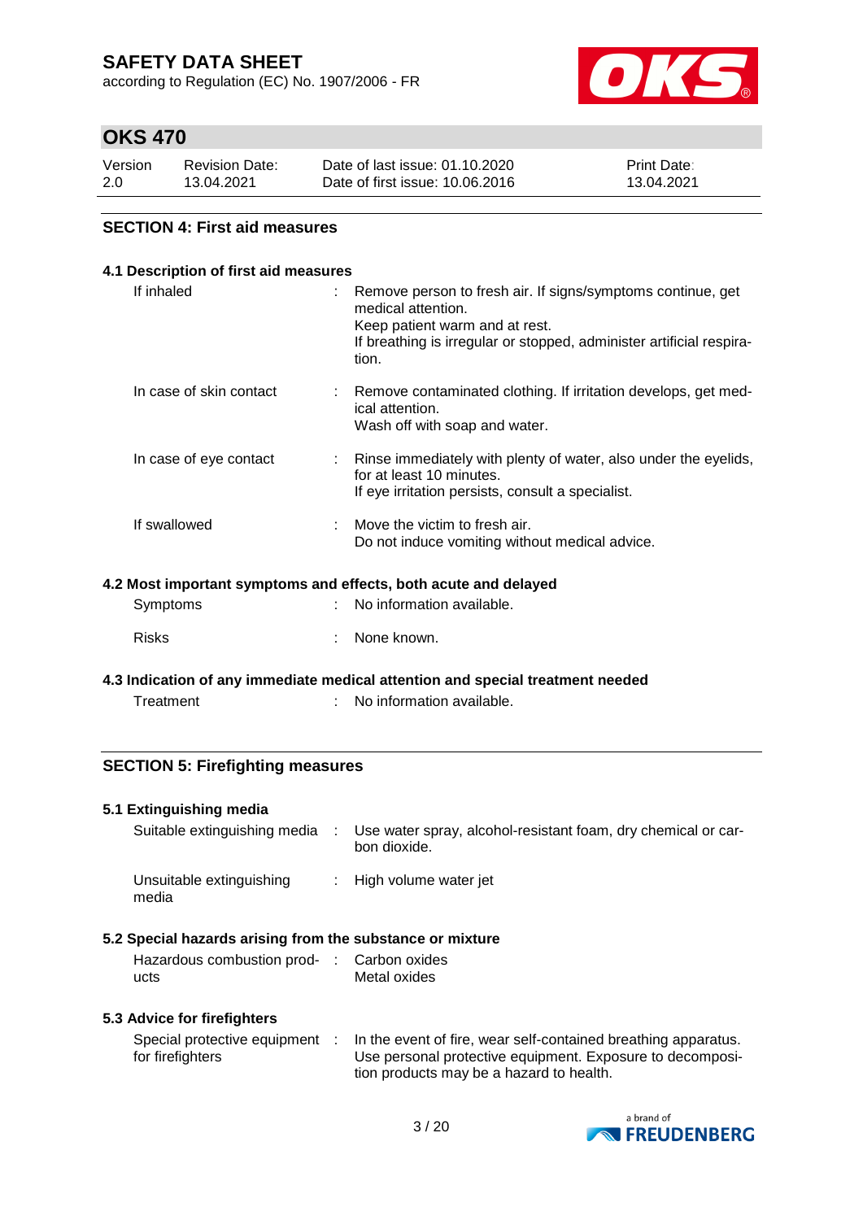## SECTION 4: First aid measures

### 4.1 Description of first aid measures

| | |
|---|---|
| If inhaled | : Remove person to fresh air. If signs/symptoms continue, get medical attention. Keep patient warm and at rest. If breathing is irregular or stopped, administer artificial respiration. |
| In case of skin contact | : Remove contaminated clothing. If irritation develops, get medical attention. Wash off with soap and water. |
| In case of eye contact | : Rinse immediately with plenty of water, also under the eyelids, for at least 10 minutes. If eye irritation persists, consult a specialist. |
| If swallowed | : Move the victim to fresh air. Do not induce vomiting without medical advice. |

### 4.2 Most important symptoms and effects, both acute and delayed

| | |
|---|---|
| Symptoms | : No information available. |
| Risks | : None known. |

### 4.3 Indication of any immediate medical attention and special treatment needed

| | |
|---|---|
| Treatment | : No information available. |

## SECTION 5: Firefighting measures

### 5.1 Extinguishing media

| | |
|---|---|
| Suitable extinguishing media | : Use water spray, alcohol-resistant foam, dry chemical or carbon dioxide. |
| Unsuitable extinguishing media | : High volume water jet |

### 5.2 Special hazards arising from the substance or mixture

| | |
|---|---|
| Hazardous combustion products | : Carbon oxides<br>Metal oxides |

### 5.3 Advice for firefighters

| | |
|---|---|
| Special protective equipment for firefighters | : In the event of fire, wear self-contained breathing apparatus. Use personal protective equipment. Exposure to decomposition products may be a hazard to health. |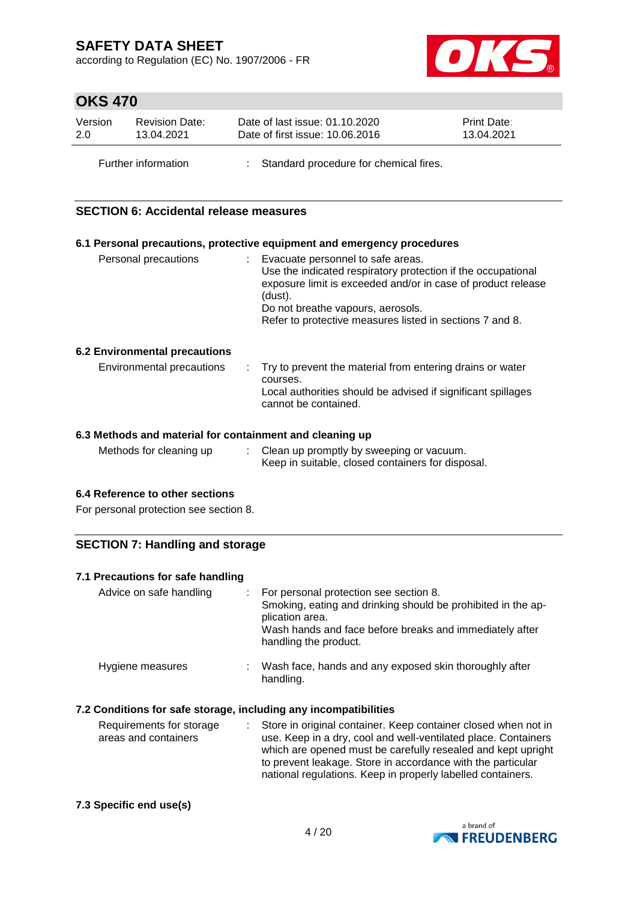| | | |
|---|---|---|
| Further information | : | Standard procedure for chemical fires. |

## SECTION 6: Accidental release measures

### 6.1 Personal precautions, protective equipment and emergency procedures

| | | |
|---|---|---|
| Personal precautions | : | Evacuate personnel to safe areas.<br>Use the indicated respiratory protection if the occupational exposure limit is exceeded and/or in case of product release (dust).<br>Do not breathe vapours, aerosols.<br>Refer to protective measures listed in sections 7 and 8. |

### 6.2 Environmental precautions

| | | |
|---|---|---|
| Environmental precautions | : | Try to prevent the material from entering drains or water courses.<br>Local authorities should be advised if significant spillages cannot be contained. |

### 6.3 Methods and material for containment and cleaning up

| | | |
|---|---|---|
| Methods for cleaning up | : | Clean up promptly by sweeping or vacuum.<br>Keep in suitable, closed containers for disposal. |

### 6.4 Reference to other sections

For personal protection see section 8.

## SECTION 7: Handling and storage

### 7.1 Precautions for safe handling

| | | |
|---|---|---|
| Advice on safe handling | : | For personal protection see section 8.<br>Smoking, eating and drinking should be prohibited in the application area.<br>Wash hands and face before breaks and immediately after handling the product. |
| Hygiene measures | : | Wash face, hands and any exposed skin thoroughly after handling. |

### 7.2 Conditions for safe storage, including any incompatibilities

| | | |
|---|---|---|
| Requirements for storage areas and containers | : | Store in original container. Keep container closed when not in use. Keep in a dry, cool and well-ventilated place. Containers which are opened must be carefully resealed and kept upright to prevent leakage. Store in accordance with the particular national regulations. Keep in properly labelled containers. |

### 7.3 Specific end use(s)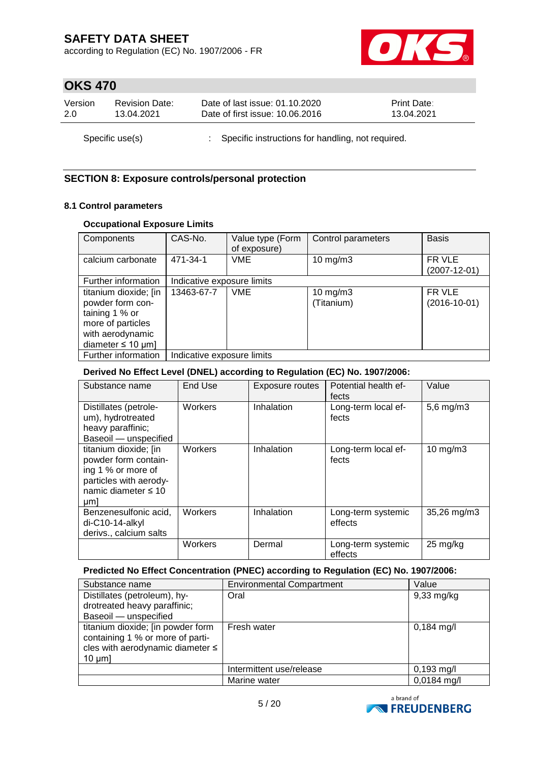Specific use(s) : Specific instructions for handling, not required.

## SECTION 8: Exposure controls/personal protection

### 8.1 Control parameters

#### Occupational Exposure Limits

| Components | CAS-No. | Value type (Form of exposure) | Control parameters | Basis |
|---|---|---|---|---|
| calcium carbonate | 471-34-1 | VME | 10 mg/m3 | FR VLE (2007-12-01) |
| Further information | Indicative exposure limits | | | |
| titanium dioxide; [in powder form containing 1 % or more of particles with aerodynamic diameter ≤ 10 μm] | 13463-67-7 | VME | 10 mg/m3 (Titanium) | FR VLE (2016-10-01) |
| Further information | Indicative exposure limits | | | |

#### Derived No Effect Level (DNEL) according to Regulation (EC) No. 1907/2006:

| Substance name | End Use | Exposure routes | Potential health effects | Value |
|---|---|---|---|---|
| Distillates (petroleum), hydrotreated heavy paraffinic; Baseoil — unspecified | Workers | Inhalation | Long-term local effects | 5,6 mg/m3 |
| titanium dioxide; [in powder form containing 1 % or more of particles with aerodynamic diameter ≤ 10 μm] | Workers | Inhalation | Long-term local effects | 10 mg/m3 |
| Benzenesulfonic acid, di-C10-14-alkyl derivs., calcium salts | Workers | Inhalation | Long-term systemic effects | 35,26 mg/m3 |
| | Workers | Dermal | Long-term systemic effects | 25 mg/kg |

#### Predicted No Effect Concentration (PNEC) according to Regulation (EC) No. 1907/2006:

| Substance name | Environmental Compartment | Value |
|---|---|---|
| Distillates (petroleum), hydrotreated heavy paraffinic; Baseoil — unspecified | Oral | 9,33 mg/kg |
| titanium dioxide; [in powder form containing 1 % or more of particles with aerodynamic diameter ≤ 10 μm] | Fresh water | 0,184 mg/l |
| | Intermittent use/release | 0,193 mg/l |
| | Marine water | 0,0184 mg/l |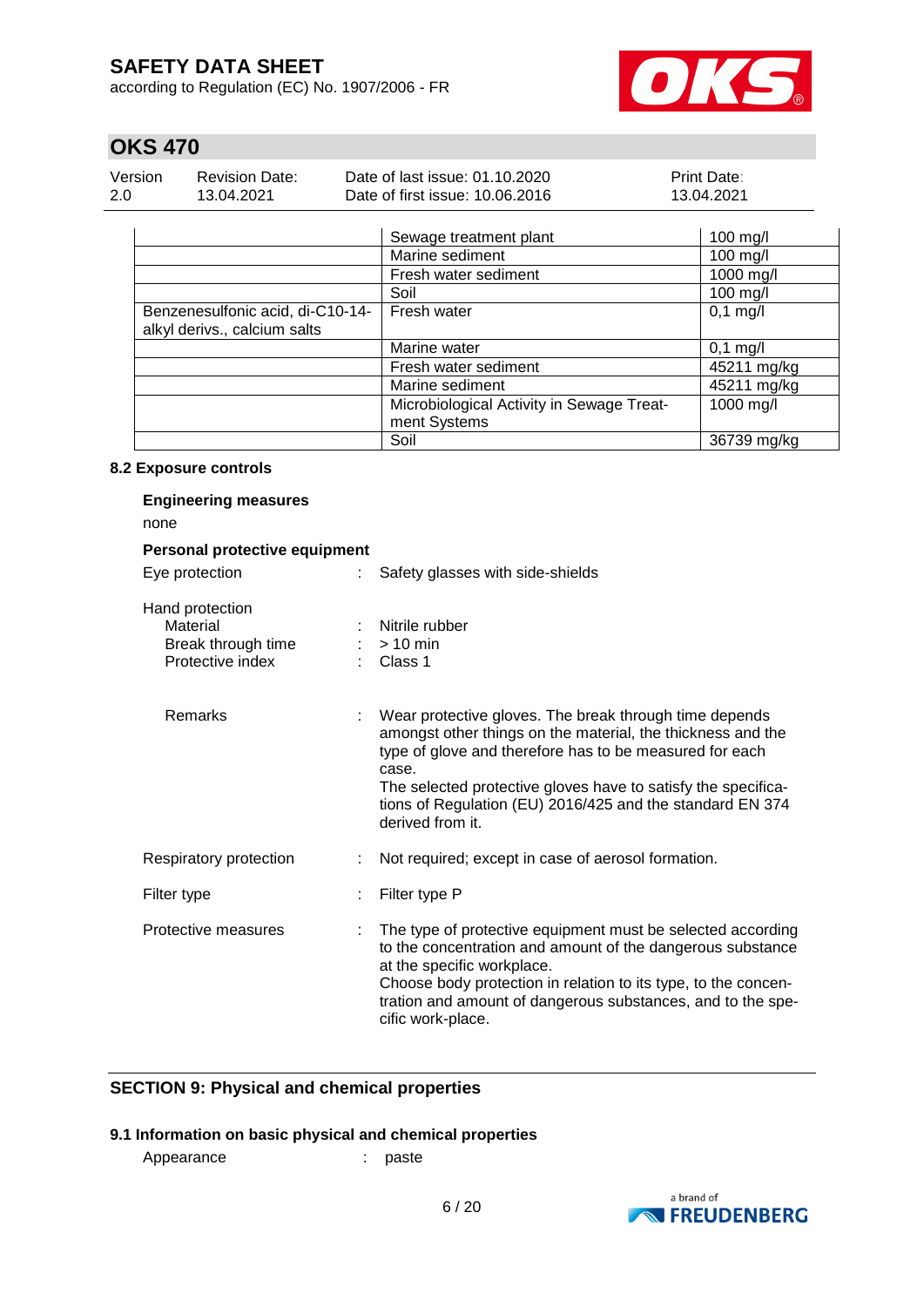| | | |
|---|---|---|
| | Sewage treatment plant | 100 mg/l |
| | Marine sediment | 100 mg/l |
| | Fresh water sediment | 1000 mg/l |
| | Soil | 100 mg/l |
| Benzenesulfonic acid, di-C10-14-alkyl derivs., calcium salts | Fresh water | 0,1 mg/l |
| | Marine water | 0,1 mg/l |
| | Fresh water sediment | 45211 mg/kg |
| | Marine sediment | 45211 mg/kg |
| | Microbiological Activity in Sewage Treatment Systems | 1000 mg/l |
| | Soil | 36739 mg/kg |

### 8.2 Exposure controls

**Engineering measures**

none

**Personal protective equipment**

Eye protection : Safety glasses with side-shields

Hand protection

- Material : Nitrile rubber
- Break through time : > 10 min
- Protective index : Class 1

- Remarks : Wear protective gloves. The break through time depends amongst other things on the material, the thickness and the type of glove and therefore has to be measured for each case.
The selected protective gloves have to satisfy the specifications of Regulation (EU) 2016/425 and the standard EN 374 derived from it.

Respiratory protection : Not required; except in case of aerosol formation.

Filter type : Filter type P

Protective measures : The type of protective equipment must be selected according to the concentration and amount of the dangerous substance at the specific workplace.
Choose body protection in relation to its type, to the concentration and amount of dangerous substances, and to the specific work-place.

## SECTION 9: Physical and chemical properties

### 9.1 Information on basic physical and chemical properties

Appearance : paste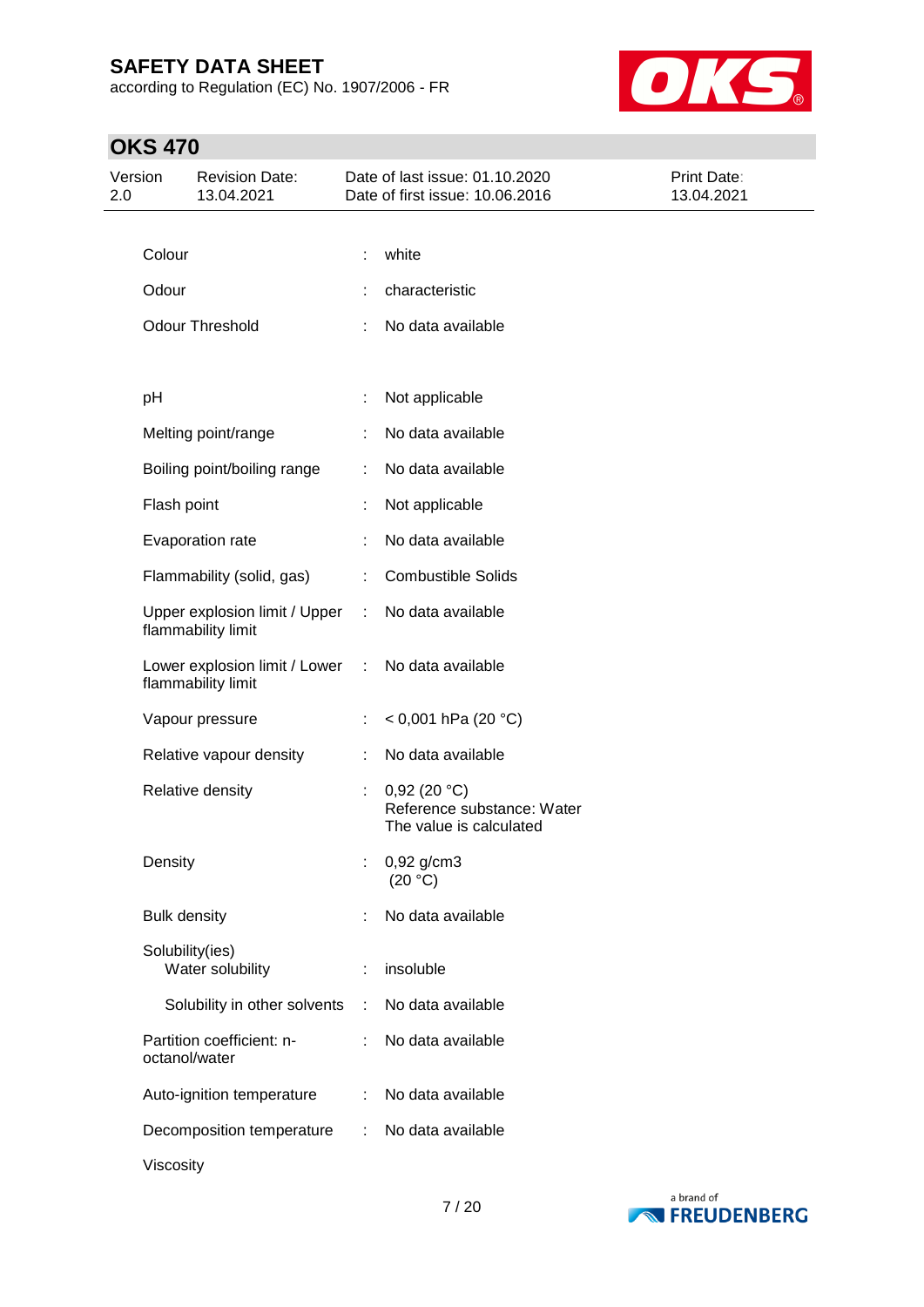| | | |
|---|---|---|
| Colour | : | white |
| Odour | : | characteristic |
| Odour Threshold | : | No data available |
| pH | : | Not applicable |
| Melting point/range | : | No data available |
| Boiling point/boiling range | : | No data available |
| Flash point | : | Not applicable |
| Evaporation rate | : | No data available |
| Flammability (solid, gas) | : | Combustible Solids |
| Upper explosion limit / Upper flammability limit | : | No data available |
| Lower explosion limit / Lower flammability limit | : | No data available |
| Vapour pressure | : | < 0,001 hPa (20 °C) |
| Relative vapour density | : | No data available |
| Relative density | : | 0,92 (20 °C)<br>Reference substance: Water<br>The value is calculated |
| Density | : | 0,92 g/cm3<br>(20 °C) |
| Bulk density | : | No data available |
| Solubility(ies)<br>Water solubility | : | insoluble |
| Solubility in other solvents | : | No data available |
| Partition coefficient: n-octanol/water | : | No data available |
| Auto-ignition temperature | : | No data available |
| Decomposition temperature | : | No data available |
| Viscosity | | |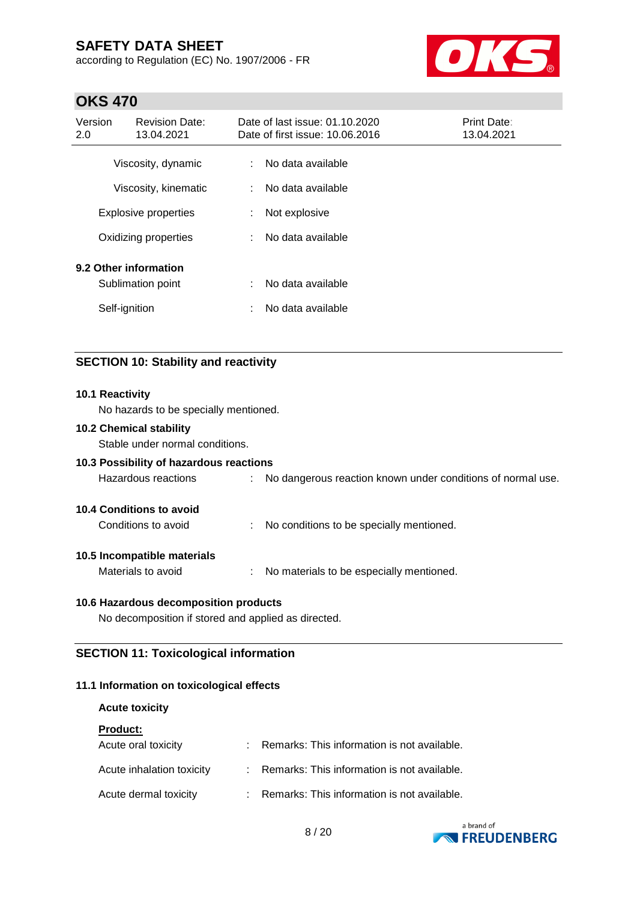| | | |
|---|---|---|
| Viscosity, dynamic | : | No data available |
| Viscosity, kinematic | : | No data available |
| Explosive properties | : | Not explosive |
| Oxidizing properties | : | No data available |

**9.2 Other information**

| | | |
|---|---|---|
| Sublimation point | : | No data available |
| Self-ignition | : | No data available |

## SECTION 10: Stability and reactivity

**10.1 Reactivity**

No hazards to be specially mentioned.

**10.2 Chemical stability**

Stable under normal conditions.

**10.3 Possibility of hazardous reactions**

Hazardous reactions : No dangerous reaction known under conditions of normal use.

**10.4 Conditions to avoid**

Conditions to avoid : No conditions to be specially mentioned.

**10.5 Incompatible materials**

Materials to avoid : No materials to be especially mentioned.

**10.6 Hazardous decomposition products**

No decomposition if stored and applied as directed.

## SECTION 11: Toxicological information

**11.1 Information on toxicological effects**

**Acute toxicity**

**Product:**

| | | |
|---|---|---|
| Acute oral toxicity | : | Remarks: This information is not available. |
| Acute inhalation toxicity | : | Remarks: This information is not available. |
| Acute dermal toxicity | : | Remarks: This information is not available. |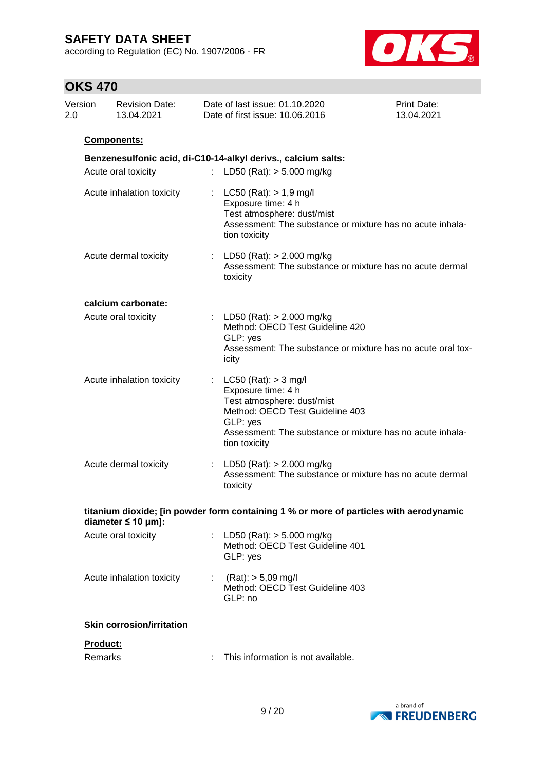**Components:**

**Benzenesulfonic acid, di-C10-14-alkyl derivs., calcium salts:**

| | | |
|---|---|---|
| Acute oral toxicity | : | LD50 (Rat): > 5.000 mg/kg |
| Acute inhalation toxicity | : | LC50 (Rat): > 1,9 mg/l<br>Exposure time: 4 h<br>Test atmosphere: dust/mist<br>Assessment: The substance or mixture has no acute inhalation toxicity |
| Acute dermal toxicity | : | LD50 (Rat): > 2.000 mg/kg<br>Assessment: The substance or mixture has no acute dermal toxicity |

**calcium carbonate:**

| | | |
|---|---|---|
| Acute oral toxicity | : | LD50 (Rat): > 2.000 mg/kg<br>Method: OECD Test Guideline 420<br>GLP: yes<br>Assessment: The substance or mixture has no acute oral toxicity |
| Acute inhalation toxicity | : | LC50 (Rat): > 3 mg/l<br>Exposure time: 4 h<br>Test atmosphere: dust/mist<br>Method: OECD Test Guideline 403<br>GLP: yes<br>Assessment: The substance or mixture has no acute inhalation toxicity |
| Acute dermal toxicity | : | LD50 (Rat): > 2.000 mg/kg<br>Assessment: The substance or mixture has no acute dermal toxicity |

**titanium dioxide; [in powder form containing 1 % or more of particles with aerodynamic diameter ≤ 10 μm]:**

| | | |
|---|---|---|
| Acute oral toxicity | : | LD50 (Rat): > 5.000 mg/kg<br>Method: OECD Test Guideline 401<br>GLP: yes |
| Acute inhalation toxicity | : | (Rat): > 5,09 mg/l<br>Method: OECD Test Guideline 403<br>GLP: no |

**Skin corrosion/irritation**

**Product:**

| | | |
|---|---|---|
| Remarks | : | This information is not available. |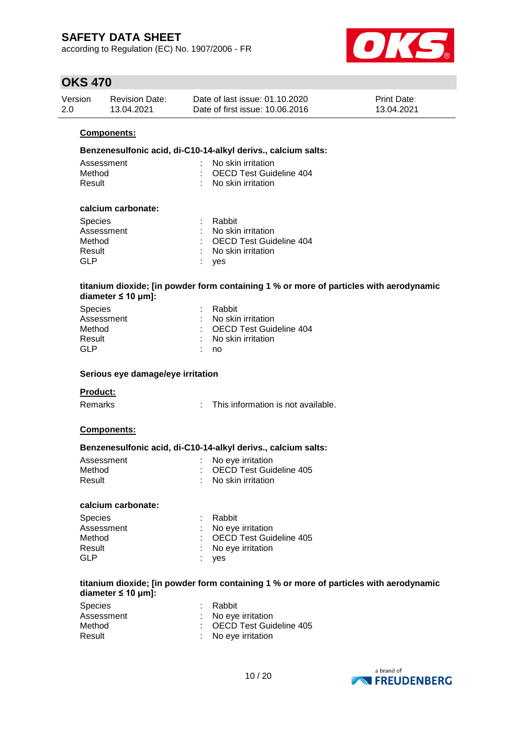**Components:**

**Benzenesulfonic acid, di-C10-14-alkyl derivs., calcium salts:**

| | | |
|---|---|---|
| Assessment | : | No skin irritation |
| Method | : | OECD Test Guideline 404 |
| Result | : | No skin irritation |

**calcium carbonate:**

| | | |
|---|---|---|
| Species | : | Rabbit |
| Assessment | : | No skin irritation |
| Method | : | OECD Test Guideline 404 |
| Result | : | No skin irritation |
| GLP | : | yes |

**titanium dioxide; [in powder form containing 1 % or more of particles with aerodynamic diameter ≤ 10 μm]:**

| | | |
|---|---|---|
| Species | : | Rabbit |
| Assessment | : | No skin irritation |
| Method | : | OECD Test Guideline 404 |
| Result | : | No skin irritation |
| GLP | : | no |

**Serious eye damage/eye irritation**

**Product:**

| | | |
|---|---|---|
| Remarks | : | This information is not available. |

**Components:**

**Benzenesulfonic acid, di-C10-14-alkyl derivs., calcium salts:**

| | | |
|---|---|---|
| Assessment | : | No eye irritation |
| Method | : | OECD Test Guideline 405 |
| Result | : | No skin irritation |

**calcium carbonate:**

| | | |
|---|---|---|
| Species | : | Rabbit |
| Assessment | : | No eye irritation |
| Method | : | OECD Test Guideline 405 |
| Result | : | No eye irritation |
| GLP | : | yes |

**titanium dioxide; [in powder form containing 1 % or more of particles with aerodynamic diameter ≤ 10 μm]:**

| | | |
|---|---|---|
| Species | : | Rabbit |
| Assessment | : | No eye irritation |
| Method | : | OECD Test Guideline 405 |
| Result | : | No eye irritation |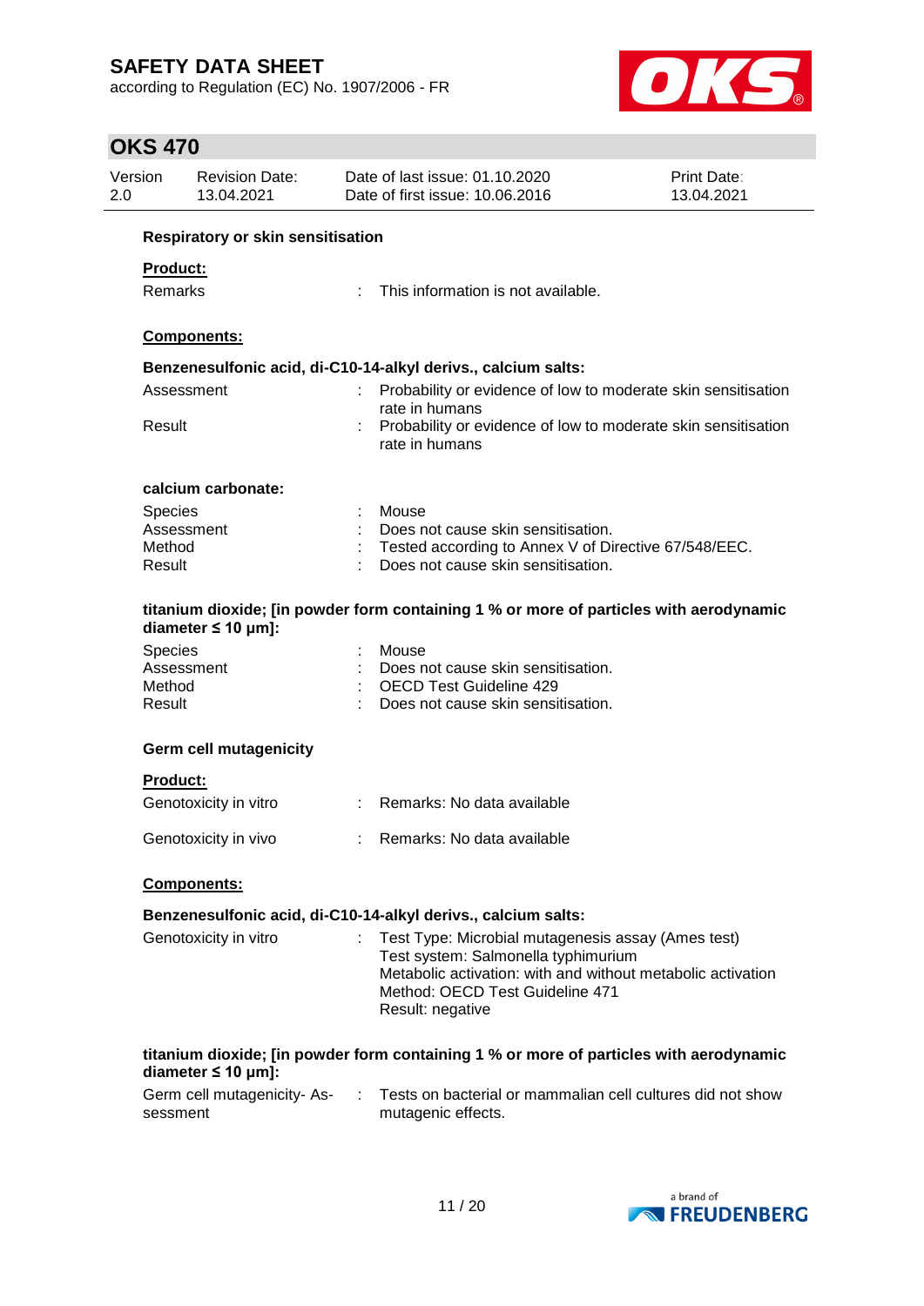**Respiratory or skin sensitisation**

**Product:**

Remarks : This information is not available.

**Components:**

**Benzenesulfonic acid, di-C10-14-alkyl derivs., calcium salts:**

Assessment : Probability or evidence of low to moderate skin sensitisation rate in humans

Result : Probability or evidence of low to moderate skin sensitisation rate in humans

**calcium carbonate:**

Species : Mouse
Assessment : Does not cause skin sensitisation.
Method : Tested according to Annex V of Directive 67/548/EEC.
Result : Does not cause skin sensitisation.

**titanium dioxide; [in powder form containing 1 % or more of particles with aerodynamic diameter ≤ 10 μm]:**

Species : Mouse
Assessment : Does not cause skin sensitisation.
Method : OECD Test Guideline 429
Result : Does not cause skin sensitisation.

**Germ cell mutagenicity**

**Product:**

Genotoxicity in vitro : Remarks: No data available

Genotoxicity in vivo : Remarks: No data available

**Components:**

**Benzenesulfonic acid, di-C10-14-alkyl derivs., calcium salts:**

Genotoxicity in vitro : Test Type: Microbial mutagenesis assay (Ames test)
Test system: Salmonella typhimurium
Metabolic activation: with and without metabolic activation
Method: OECD Test Guideline 471
Result: negative

**titanium dioxide; [in powder form containing 1 % or more of particles with aerodynamic diameter ≤ 10 μm]:**

Germ cell mutagenicity- Assessment : Tests on bacterial or mammalian cell cultures did not show mutagenic effects.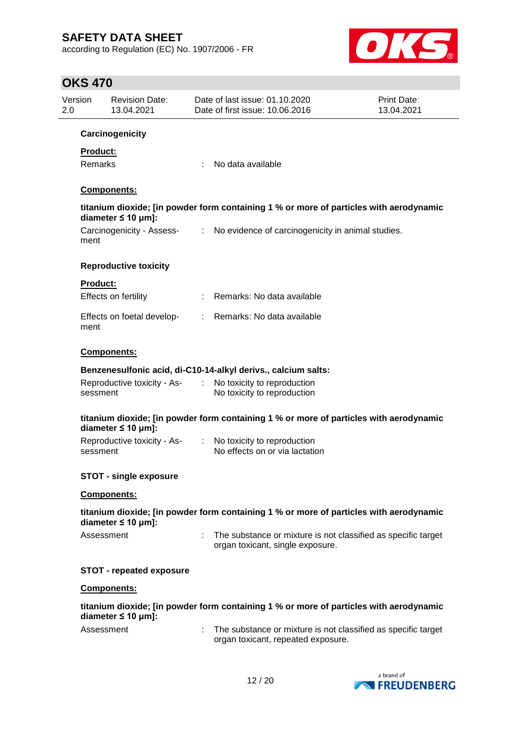**Carcinogenicity**

**Product:**

Remarks : No data available

**Components:**

**titanium dioxide; [in powder form containing 1 % or more of particles with aerodynamic diameter ≤ 10 μm]:**

Carcinogenicity - Assessment : No evidence of carcinogenicity in animal studies.

**Reproductive toxicity**

**Product:**

Effects on fertility : Remarks: No data available

Effects on foetal development : Remarks: No data available

**Components:**

**Benzenesulfonic acid, di-C10-14-alkyl derivs., calcium salts:**

Reproductive toxicity - Assessment : No toxicity to reproduction
No toxicity to reproduction

**titanium dioxide; [in powder form containing 1 % or more of particles with aerodynamic diameter ≤ 10 μm]:**

Reproductive toxicity - Assessment : No toxicity to reproduction
No effects on or via lactation

**STOT - single exposure**

**Components:**

**titanium dioxide; [in powder form containing 1 % or more of particles with aerodynamic diameter ≤ 10 μm]:**

Assessment : The substance or mixture is not classified as specific target organ toxicant, single exposure.

**STOT - repeated exposure**

**Components:**

**titanium dioxide; [in powder form containing 1 % or more of particles with aerodynamic diameter ≤ 10 μm]:**

Assessment : The substance or mixture is not classified as specific target organ toxicant, repeated exposure.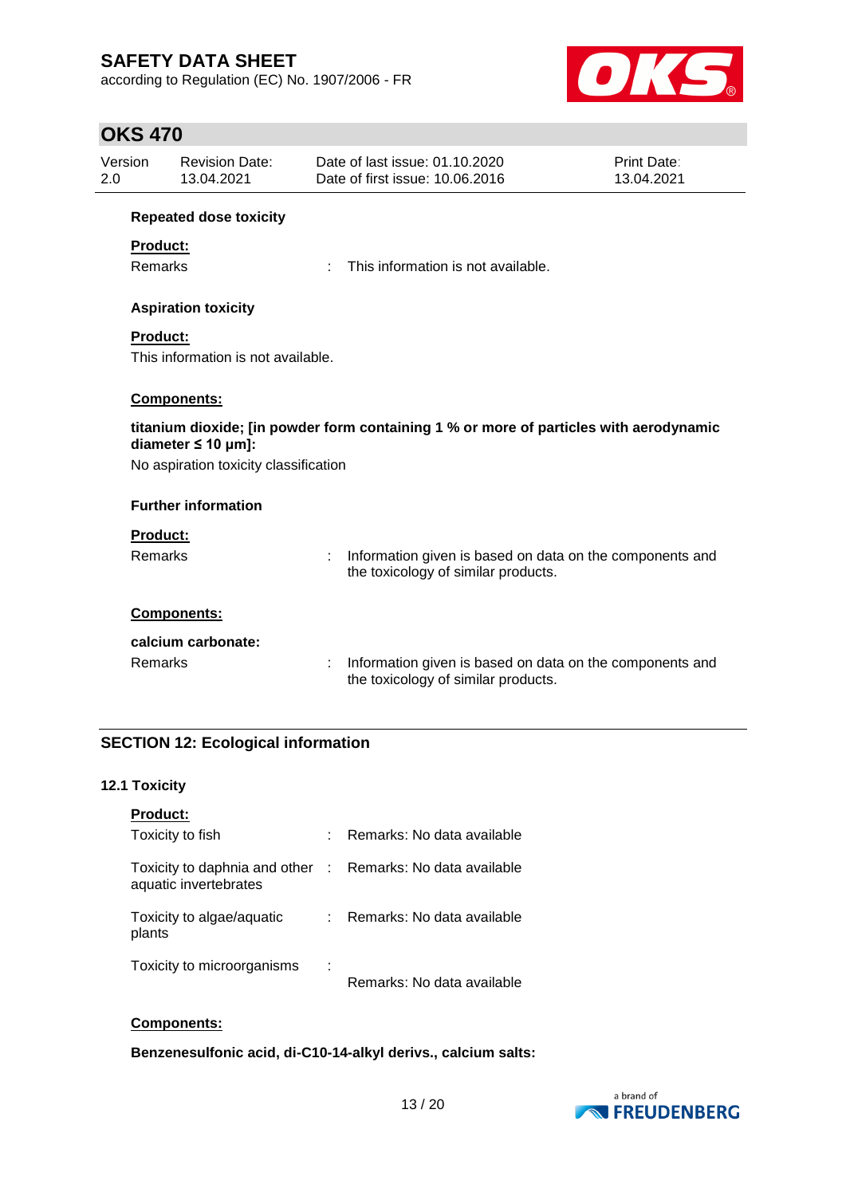**Repeated dose toxicity**

**Product:**

Remarks : This information is not available.

**Aspiration toxicity**

**Product:**

This information is not available.

**Components:**

**titanium dioxide; [in powder form containing 1 % or more of particles with aerodynamic diameter ≤ 10 μm]:**

No aspiration toxicity classification

**Further information**

**Product:**

Remarks : Information given is based on data on the components and the toxicology of similar products.

**Components:**

**calcium carbonate:**

Remarks : Information given is based on data on the components and the toxicology of similar products.

## SECTION 12: Ecological information

### 12.1 Toxicity

**Product:**

Toxicity to fish : Remarks: No data available

Toxicity to daphnia and other aquatic invertebrates : Remarks: No data available

Toxicity to algae/aquatic plants : Remarks: No data available

Toxicity to microorganisms : Remarks: No data available

**Components:**

**Benzenesulfonic acid, di-C10-14-alkyl derivs., calcium salts:**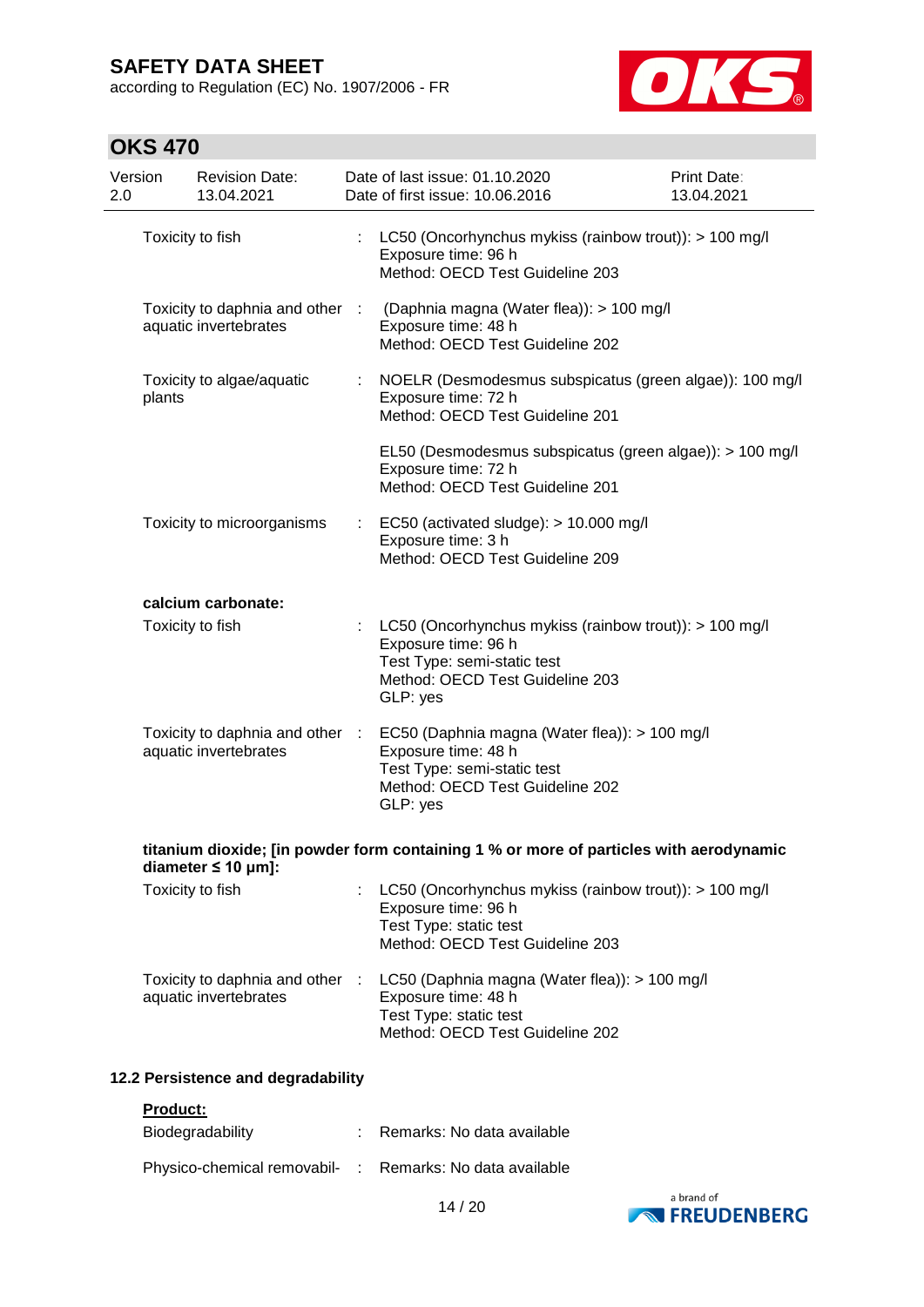| | | |
|---|---|---|
| Toxicity to fish | : | LC50 (Oncorhynchus mykiss (rainbow trout)): > 100 mg/l<br>Exposure time: 96 h<br>Method: OECD Test Guideline 203 |
| Toxicity to daphnia and other aquatic invertebrates | : | (Daphnia magna (Water flea)): > 100 mg/l<br>Exposure time: 48 h<br>Method: OECD Test Guideline 202 |
| Toxicity to algae/aquatic plants | : | NOELR (Desmodesmus subspicatus (green algae)): 100 mg/l<br>Exposure time: 72 h<br>Method: OECD Test Guideline 201 |
| | | EL50 (Desmodesmus subspicatus (green algae)): > 100 mg/l<br>Exposure time: 72 h<br>Method: OECD Test Guideline 201 |
| Toxicity to microorganisms | : | EC50 (activated sludge): > 10.000 mg/l<br>Exposure time: 3 h<br>Method: OECD Test Guideline 209 |

**calcium carbonate:**

| | | |
|---|---|---|
| Toxicity to fish | : | LC50 (Oncorhynchus mykiss (rainbow trout)): > 100 mg/l<br>Exposure time: 96 h<br>Test Type: semi-static test<br>Method: OECD Test Guideline 203<br>GLP: yes |
| Toxicity to daphnia and other aquatic invertebrates | : | EC50 (Daphnia magna (Water flea)): > 100 mg/l<br>Exposure time: 48 h<br>Test Type: semi-static test<br>Method: OECD Test Guideline 202<br>GLP: yes |

**titanium dioxide; [in powder form containing 1 % or more of particles with aerodynamic diameter ≤ 10 μm]:**

| | | |
|---|---|---|
| Toxicity to fish | : | LC50 (Oncorhynchus mykiss (rainbow trout)): > 100 mg/l<br>Exposure time: 96 h<br>Test Type: static test<br>Method: OECD Test Guideline 203 |
| Toxicity to daphnia and other aquatic invertebrates | : | LC50 (Daphnia magna (Water flea)): > 100 mg/l<br>Exposure time: 48 h<br>Test Type: static test<br>Method: OECD Test Guideline 202 |

## 12.2 Persistence and degradability

**Product:**

| | | |
|---|---|---|
| Biodegradability | : | Remarks: No data available |
| Physico-chemical removabil- | : | Remarks: No data available |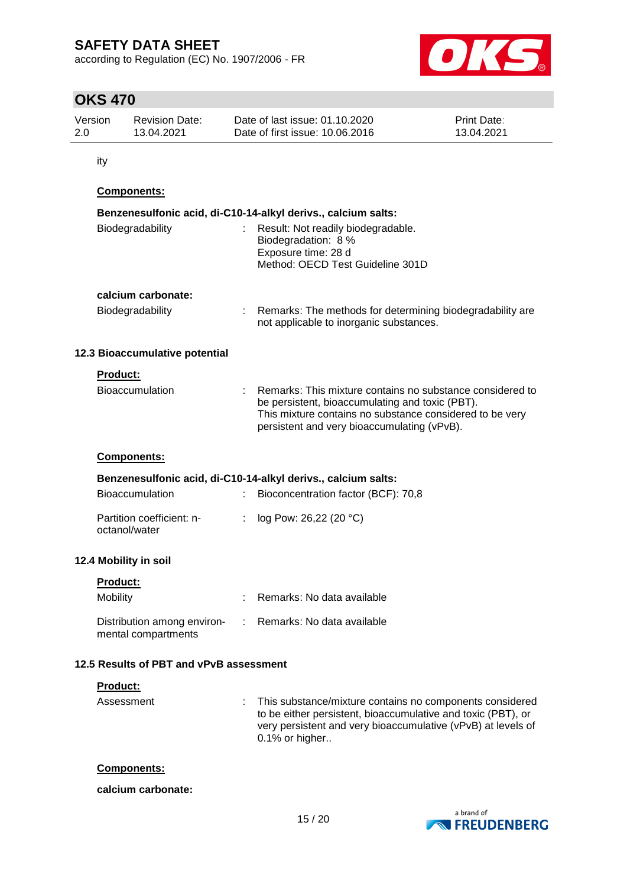ity

**Components:**

**Benzenesulfonic acid, di-C10-14-alkyl derivs., calcium salts:**

| | | |
|---|---|---|
| Biodegradability | : | Result: Not readily biodegradable.<br>Biodegradation: 8 %<br>Exposure time: 28 d<br>Method: OECD Test Guideline 301D |

**calcium carbonate:**

| | | |
|---|---|---|
| Biodegradability | : | Remarks: The methods for determining biodegradability are not applicable to inorganic substances. |

### 12.3 Bioaccumulative potential

**Product:**

| | | |
|---|---|---|
| Bioaccumulation | : | Remarks: This mixture contains no substance considered to be persistent, bioaccumulating and toxic (PBT).<br>This mixture contains no substance considered to be very persistent and very bioaccumulating (vPvB). |

**Components:**

**Benzenesulfonic acid, di-C10-14-alkyl derivs., calcium salts:**

| | | |
|---|---|---|
| Bioaccumulation | : | Bioconcentration factor (BCF): 70,8 |
| Partition coefficient: n-octanol/water | : | log Pow: 26,22 (20 °C) |

### 12.4 Mobility in soil

**Product:**

| | | |
|---|---|---|
| Mobility | : | Remarks: No data available |
| Distribution among environmental compartments | : | Remarks: No data available |

### 12.5 Results of PBT and vPvB assessment

**Product:**

| | | |
|---|---|---|
| Assessment | : | This substance/mixture contains no components considered to be either persistent, bioaccumulative and toxic (PBT), or very persistent and very bioaccumulative (vPvB) at levels of 0.1% or higher.. |

**Components:**

**calcium carbonate:**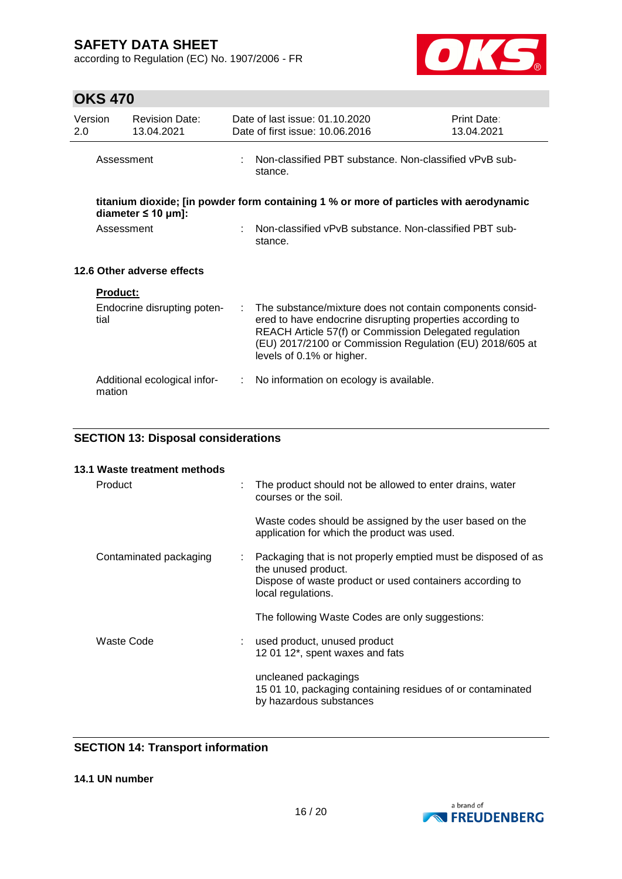Assessment : Non-classified PBT substance. Non-classified vPvB substance.

**titanium dioxide; [in powder form containing 1 % or more of particles with aerodynamic diameter ≤ 10 μm]:**

Assessment : Non-classified vPvB substance. Non-classified PBT substance.

### 12.6 Other adverse effects

**Product:**

Endocrine disrupting potential : The substance/mixture does not contain components considered to have endocrine disrupting properties according to REACH Article 57(f) or Commission Delegated regulation (EU) 2017/2100 or Commission Regulation (EU) 2018/605 at levels of 0.1% or higher.

Additional ecological information : No information on ecology is available.

## SECTION 13: Disposal considerations

### 13.1 Waste treatment methods

Product : The product should not be allowed to enter drains, water courses or the soil.

Waste codes should be assigned by the user based on the application for which the product was used.

Contaminated packaging : Packaging that is not properly emptied must be disposed of as the unused product.
Dispose of waste product or used containers according to local regulations.

The following Waste Codes are only suggestions:

Waste Code : used product, unused product
12 01 12*, spent waxes and fats

uncleaned packagings
15 01 10, packaging containing residues of or contaminated by hazardous substances

## SECTION 14: Transport information

### 14.1 UN number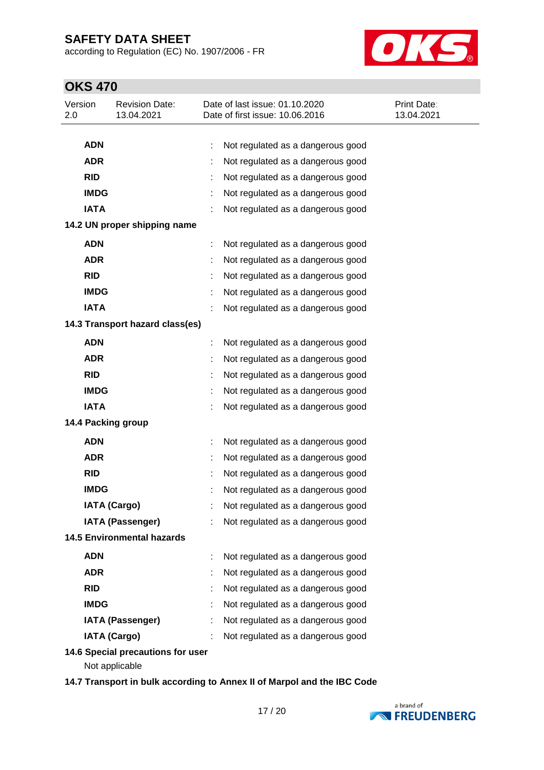| | | |
|---|---|---|
| **ADN** | : | Not regulated as a dangerous good |
| **ADR** | : | Not regulated as a dangerous good |
| **RID** | : | Not regulated as a dangerous good |
| **IMDG** | : | Not regulated as a dangerous good |
| **IATA** | : | Not regulated as a dangerous good |

**14.2 UN proper shipping name**

| | | |
|---|---|---|
| **ADN** | : | Not regulated as a dangerous good |
| **ADR** | : | Not regulated as a dangerous good |
| **RID** | : | Not regulated as a dangerous good |
| **IMDG** | : | Not regulated as a dangerous good |
| **IATA** | : | Not regulated as a dangerous good |

**14.3 Transport hazard class(es)**

| | | |
|---|---|---|
| **ADN** | : | Not regulated as a dangerous good |
| **ADR** | : | Not regulated as a dangerous good |
| **RID** | : | Not regulated as a dangerous good |
| **IMDG** | : | Not regulated as a dangerous good |
| **IATA** | : | Not regulated as a dangerous good |

**14.4 Packing group**

| | | |
|---|---|---|
| **ADN** | : | Not regulated as a dangerous good |
| **ADR** | : | Not regulated as a dangerous good |
| **RID** | : | Not regulated as a dangerous good |
| **IMDG** | : | Not regulated as a dangerous good |
| **IATA (Cargo)** | : | Not regulated as a dangerous good |
| **IATA (Passenger)** | : | Not regulated as a dangerous good |

**14.5 Environmental hazards**

| | | |
|---|---|---|
| **ADN** | : | Not regulated as a dangerous good |
| **ADR** | : | Not regulated as a dangerous good |
| **RID** | : | Not regulated as a dangerous good |
| **IMDG** | : | Not regulated as a dangerous good |
| **IATA (Passenger)** | : | Not regulated as a dangerous good |
| **IATA (Cargo)** | : | Not regulated as a dangerous good |

**14.6 Special precautions for user**

Not applicable

**14.7 Transport in bulk according to Annex II of Marpol and the IBC Code**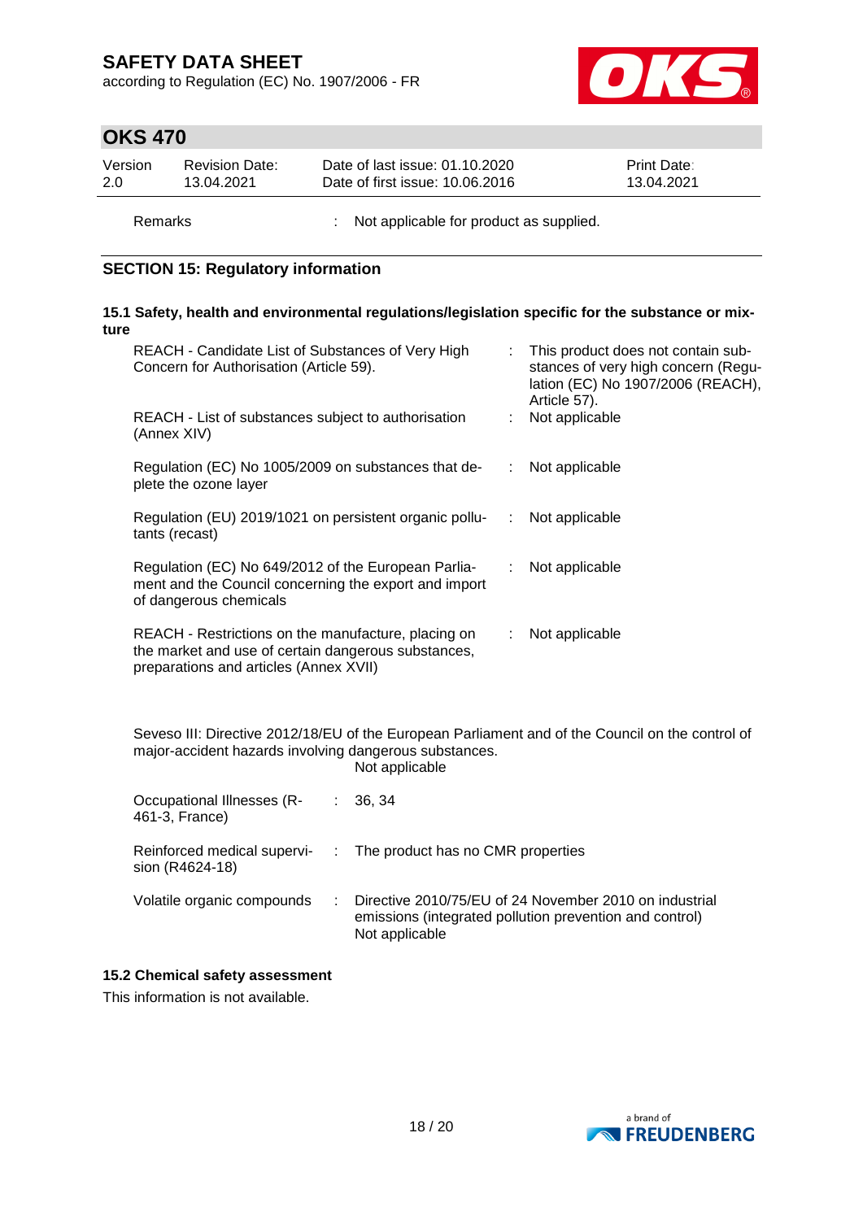| | | |
|---|---|---|
| Remarks | : | Not applicable for product as supplied. |

## SECTION 15: Regulatory information

### 15.1 Safety, health and environmental regulations/legislation specific for the substance or mixture

| | | |
|---|---|---|
| REACH - Candidate List of Substances of Very High Concern for Authorisation (Article 59). | : | This product does not contain substances of very high concern (Regulation (EC) No 1907/2006 (REACH), Article 57). |
| REACH - List of substances subject to authorisation (Annex XIV) | : | Not applicable |
| Regulation (EC) No 1005/2009 on substances that deplete the ozone layer | : | Not applicable |
| Regulation (EU) 2019/1021 on persistent organic pollutants (recast) | : | Not applicable |
| Regulation (EC) No 649/2012 of the European Parliament and the Council concerning the export and import of dangerous chemicals | : | Not applicable |
| REACH - Restrictions on the manufacture, placing on the market and use of certain dangerous substances, preparations and articles (Annex XVII) | : | Not applicable |

Seveso III: Directive 2012/18/EU of the European Parliament and of the Council on the control of major-accident hazards involving dangerous substances.
Not applicable

| | | |
|---|---|---|
| Occupational Illnesses (R-461-3, France) | : | 36, 34 |
| Reinforced medical supervision (R4624-18) | : | The product has no CMR properties |
| Volatile organic compounds | : | Directive 2010/75/EU of 24 November 2010 on industrial emissions (integrated pollution prevention and control)<br>Not applicable |

### 15.2 Chemical safety assessment

This information is not available.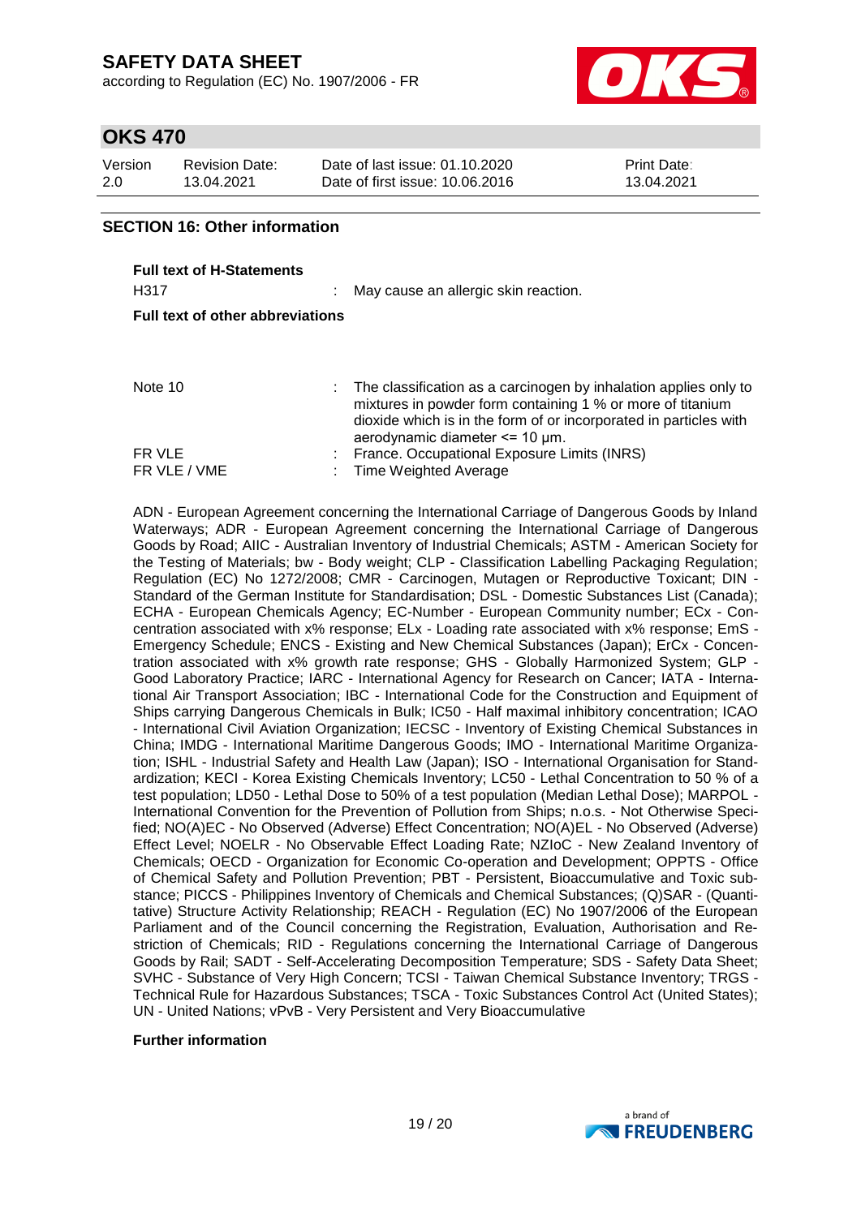## SECTION 16: Other information

**Full text of H-Statements**

| | | |
|---|---|---|
| H317 | : | May cause an allergic skin reaction. |

**Full text of other abbreviations**

| | | |
|---|---|---|
| Note 10 | : | The classification as a carcinogen by inhalation applies only to mixtures in powder form containing 1 % or more of titanium dioxide which is in the form of or incorporated in particles with aerodynamic diameter <= 10 µm. |
| FR VLE | : | France. Occupational Exposure Limits (INRS) |
| FR VLE / VME | : | Time Weighted Average |

ADN - European Agreement concerning the International Carriage of Dangerous Goods by Inland Waterways; ADR - European Agreement concerning the International Carriage of Dangerous Goods by Road; AIIC - Australian Inventory of Industrial Chemicals; ASTM - American Society for the Testing of Materials; bw - Body weight; CLP - Classification Labelling Packaging Regulation; Regulation (EC) No 1272/2008; CMR - Carcinogen, Mutagen or Reproductive Toxicant; DIN - Standard of the German Institute for Standardisation; DSL - Domestic Substances List (Canada); ECHA - European Chemicals Agency; EC-Number - European Community number; ECx - Concentration associated with x% response; ELx - Loading rate associated with x% response; EmS - Emergency Schedule; ENCS - Existing and New Chemical Substances (Japan); ErCx - Concentration associated with x% growth rate response; GHS - Globally Harmonized System; GLP - Good Laboratory Practice; IARC - International Agency for Research on Cancer; IATA - International Air Transport Association; IBC - International Code for the Construction and Equipment of Ships carrying Dangerous Chemicals in Bulk; IC50 - Half maximal inhibitory concentration; ICAO - International Civil Aviation Organization; IECSC - Inventory of Existing Chemical Substances in China; IMDG - International Maritime Dangerous Goods; IMO - International Maritime Organization; ISHL - Industrial Safety and Health Law (Japan); ISO - International Organisation for Standardization; KECI - Korea Existing Chemicals Inventory; LC50 - Lethal Concentration to 50 % of a test population; LD50 - Lethal Dose to 50% of a test population (Median Lethal Dose); MARPOL - International Convention for the Prevention of Pollution from Ships; n.o.s. - Not Otherwise Specified; NO(A)EC - No Observed (Adverse) Effect Concentration; NO(A)EL - No Observed (Adverse) Effect Level; NOELR - No Observable Effect Loading Rate; NZIoC - New Zealand Inventory of Chemicals; OECD - Organization for Economic Co-operation and Development; OPPTS - Office of Chemical Safety and Pollution Prevention; PBT - Persistent, Bioaccumulative and Toxic substance; PICCS - Philippines Inventory of Chemicals and Chemical Substances; (Q)SAR - (Quantitative) Structure Activity Relationship; REACH - Regulation (EC) No 1907/2006 of the European Parliament and of the Council concerning the Registration, Evaluation, Authorisation and Restriction of Chemicals; RID - Regulations concerning the International Carriage of Dangerous Goods by Rail; SADT - Self-Accelerating Decomposition Temperature; SDS - Safety Data Sheet; SVHC - Substance of Very High Concern; TCSI - Taiwan Chemical Substance Inventory; TRGS - Technical Rule for Hazardous Substances; TSCA - Toxic Substances Control Act (United States); UN - United Nations; vPvB - Very Persistent and Very Bioaccumulative

**Further information**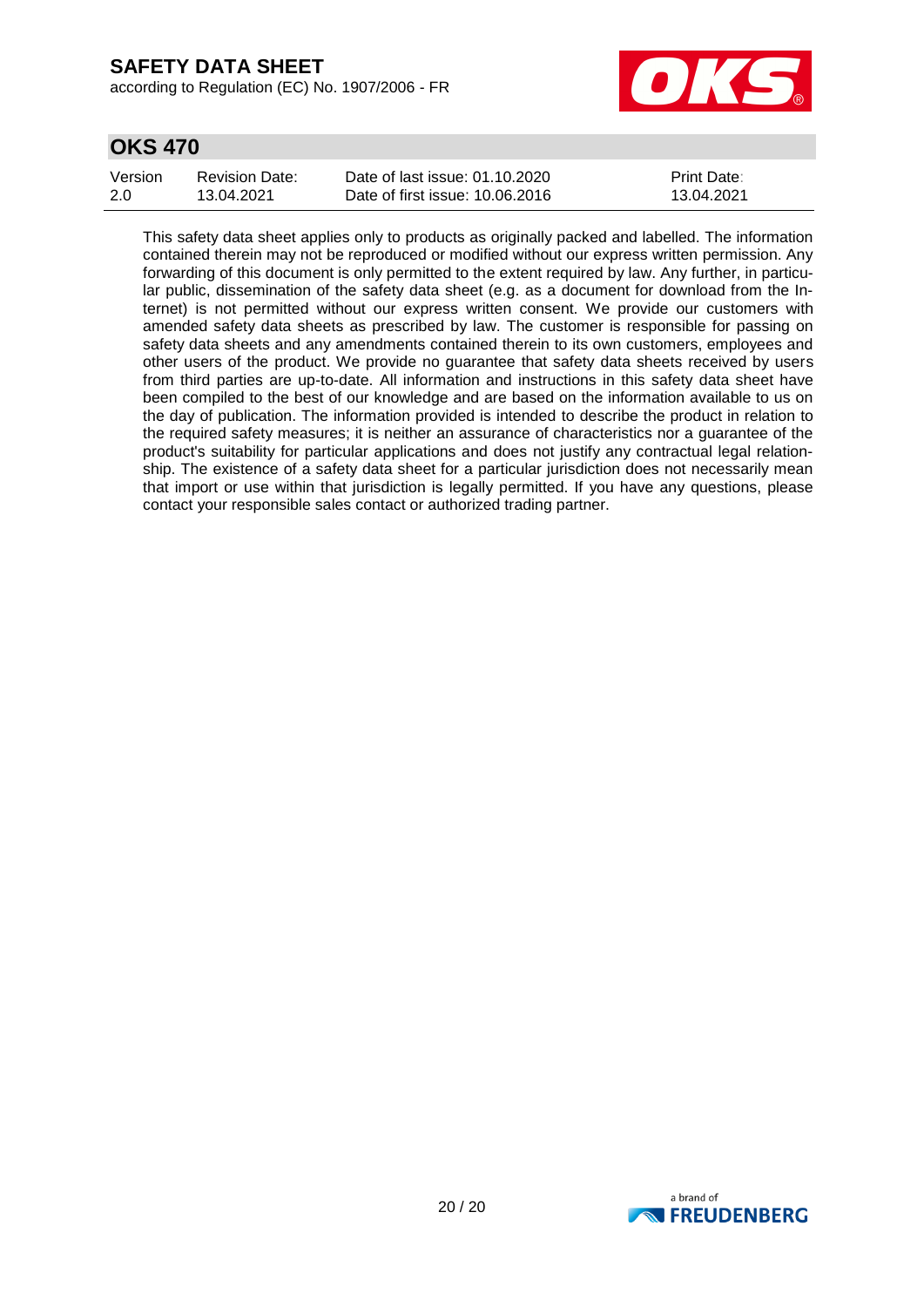This safety data sheet applies only to products as originally packed and labelled. The information contained therein may not be reproduced or modified without our express written permission. Any forwarding of this document is only permitted to the extent required by law. Any further, in particular public, dissemination of the safety data sheet (e.g. as a document for download from the Internet) is not permitted without our express written consent. We provide our customers with amended safety data sheets as prescribed by law. The customer is responsible for passing on safety data sheets and any amendments contained therein to its own customers, employees and other users of the product. We provide no guarantee that safety data sheets received by users from third parties are up-to-date. All information and instructions in this safety data sheet have been compiled to the best of our knowledge and are based on the information available to us on the day of publication. The information provided is intended to describe the product in relation to the required safety measures; it is neither an assurance of characteristics nor a guarantee of the product's suitability for particular applications and does not justify any contractual legal relationship. The existence of a safety data sheet for a particular jurisdiction does not necessarily mean that import or use within that jurisdiction is legally permitted. If you have any questions, please contact your responsible sales contact or authorized trading partner.